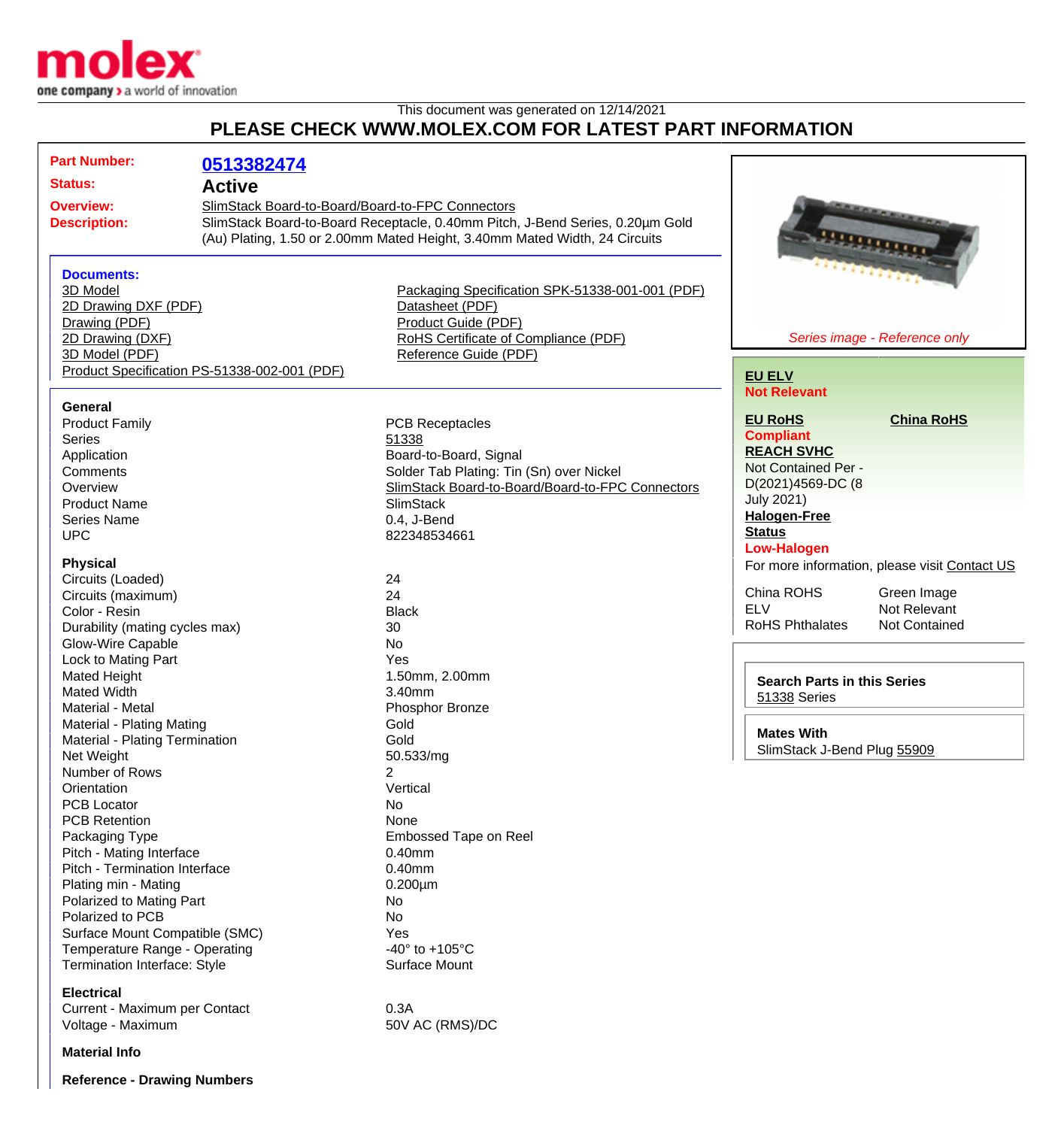This document was generated on 12/14/2021

## PLEASE CHECK WWW.MOLEX.COM FOR LATEST PART INFORMATION

| | |
|---|---|
| **Part Number:** | **0513382474** |
| **Status:** | **Active** |
| **Overview:** | SlimStack Board-to-Board/Board-to-FPC Connectors |
| **Description:** | SlimStack Board-to-Board Receptacle, 0.40mm Pitch, J-Bend Series, 0.20µm Gold (Au) Plating, 1.50 or 2.00mm Mated Height, 3.40mm Mated Width, 24 Circuits |

*Series image - Reference only*

### Documents:

- 3D Model
- 2D Drawing DXF (PDF)
- Drawing (PDF)
- 2D Drawing (DXF)
- 3D Model (PDF)
- Product Specification PS-51338-002-001 (PDF)
- Packaging Specification SPK-51338-001-001 (PDF)
- Datasheet (PDF)
- Product Guide (PDF)
- RoHS Certificate of Compliance (PDF)
- Reference Guide (PDF)

**EU ELV**
Not Relevant

**EU RoHS** **China RoHS**
Compliant

**REACH SVHC**
Not Contained Per - D(2021)4569-DC (8 July 2021)

**Halogen-Free Status**
Low-Halogen

For more information, please visit Contact US

| | |
|---|---|
| China ROHS | Green Image |
| ELV | Not Relevant |
| RoHS Phthalates | Not Contained |

**Search Parts in this Series**
51338 Series

**Mates With**
SlimStack J-Bend Plug 55909

### General

| | |
|---|---|
| Product Family | PCB Receptacles |
| Series | 51338 |
| Application | Board-to-Board, Signal |
| Comments | Solder Tab Plating: Tin (Sn) over Nickel |
| Overview | SlimStack Board-to-Board/Board-to-FPC Connectors |
| Product Name | SlimStack |
| Series Name | 0.4, J-Bend |
| UPC | 822348534661 |

### Physical

| | |
|---|---|
| Circuits (Loaded) | 24 |
| Circuits (maximum) | 24 |
| Color - Resin | Black |
| Durability (mating cycles max) | 30 |
| Glow-Wire Capable | No |
| Lock to Mating Part | Yes |
| Mated Height | 1.50mm, 2.00mm |
| Mated Width | 3.40mm |
| Material - Metal | Phosphor Bronze |
| Material - Plating Mating | Gold |
| Material - Plating Termination | Gold |
| Net Weight | 50.533/mg |
| Number of Rows | 2 |
| Orientation | Vertical |
| PCB Locator | No |
| PCB Retention | None |
| Packaging Type | Embossed Tape on Reel |
| Pitch - Mating Interface | 0.40mm |
| Pitch - Termination Interface | 0.40mm |
| Plating min - Mating | 0.200µm |
| Polarized to Mating Part | No |
| Polarized to PCB | No |
| Surface Mount Compatible (SMC) | Yes |
| Temperature Range - Operating | -40° to +105°C |
| Termination Interface: Style | Surface Mount |

### Electrical

| | |
|---|---|
| Current - Maximum per Contact | 0.3A |
| Voltage - Maximum | 50V AC (RMS)/DC |

### Material Info

### Reference - Drawing Numbers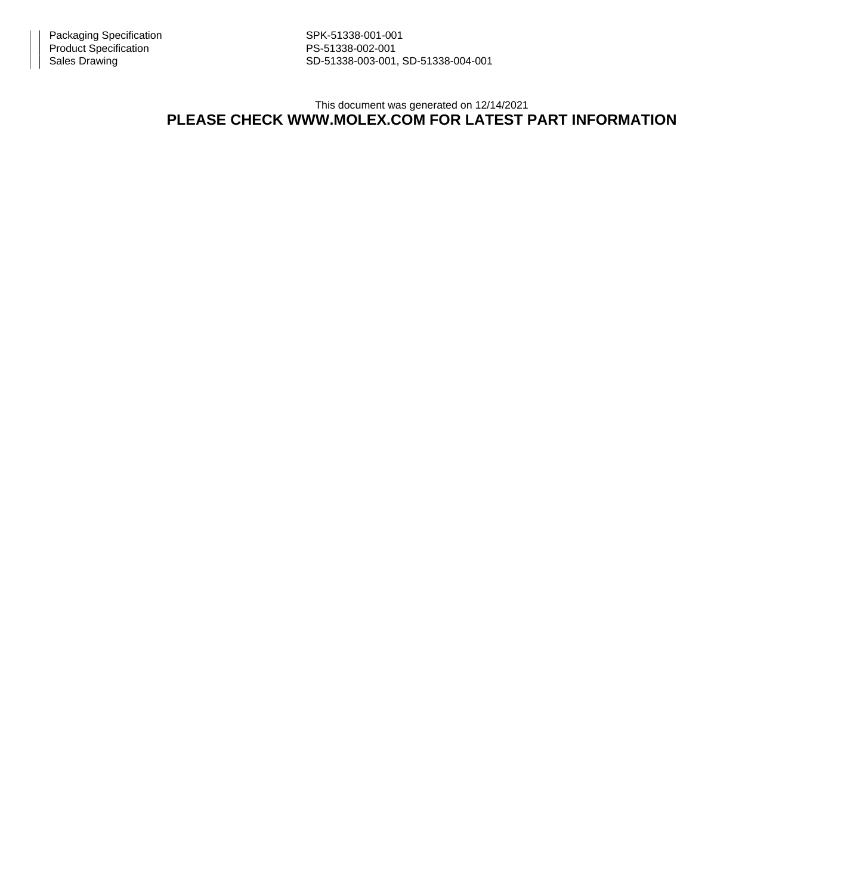| | |
|---|---|
| Packaging Specification | SPK-51338-001-001 |
| Product Specification | PS-51338-002-001 |
| Sales Drawing | SD-51338-003-001, SD-51338-004-001 |

This document was generated on 12/14/2021

**PLEASE CHECK WWW.MOLEX.COM FOR LATEST PART INFORMATION**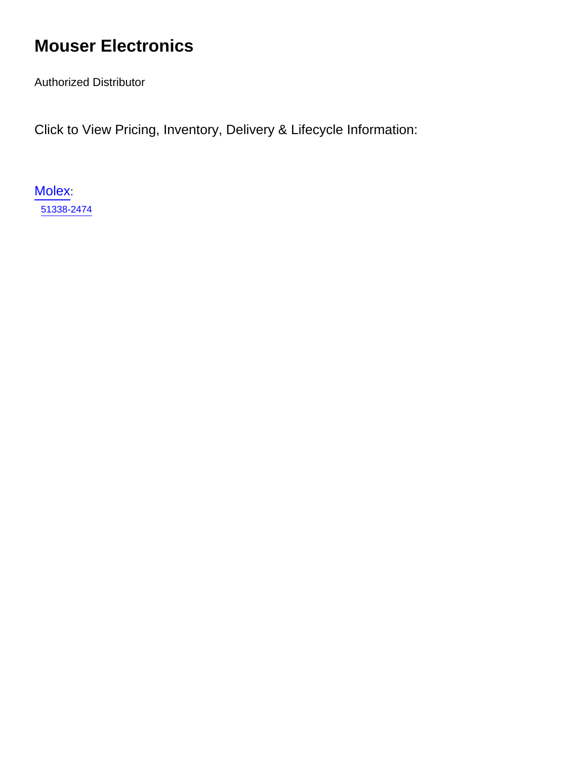# Mouser Electronics

Authorized Distributor

Click to View Pricing, Inventory, Delivery & Lifecycle Information:

Molex:

51338-2474